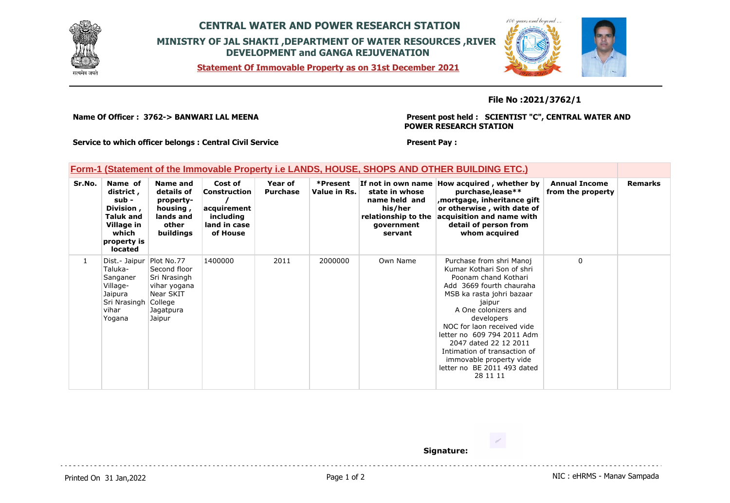# CENTRAL WATER AND POWER RESEARCH STATION

## MINISTRY OF JAL SHAKTI ,DEPARTMENT OF WATER RESOURCES ,RIVER DEVELOPMENT and GANGA REJUVENATION

**Statement Of Immovable Property as on 31st December 2021**

**File No :2021/3762/1**

**Name Of Officer : 3762-> BANWARI LAL MEENA**

**Present post held : SCIENTIST "C", CENTRAL WATER AND POWER RESEARCH STATION**

**Service to which officer belongs : Central Civil Service**

**Present Pay :**

### Form-1 (Statement of the Immovable Property i.e LANDS, HOUSE, SHOPS AND OTHER BUILDING ETC.)

| Sr.No. | Name of district , sub - Division , Taluk and Village in which property is located | Name and details of property- housing , lands and other buildings | Cost of Construction / acquirement including land in case of House | Year of Purchase | *Present Value in Rs. | If not in own name state in whose name held and his/her relationship to the government servant | How acquired , whether by purchase,lease** ,mortgage, inheritance gift or otherwise , with date of acquisition and name with detail of person from whom acquired | Annual Income from the property | Remarks |
|---|---|---|---|---|---|---|---|---|---|
| 1 | Dist.- Jaipur Taluka- Sanganer Village- Jaipura Sri Nrasingh vihar Yogana | Plot No.77 Second floor Sri Nrasingh vihar yogana Near SKIT College Jagatpura Jaipur | 1400000 | 2011 | 2000000 | Own Name | Purchase from shri Manoj Kumar Kothari Son of shri Poonam chand Kothari Add 3669 fourth chauraha MSB ka rasta johri bazaar jaipur A One colonizers and developers NOC for laon received vide letter no 609 794 2011 Adm 2047 dated 22 12 2011 Intimation of transaction of immovable property vide letter no BE 2011 493 dated 28 11 11 | 0 | |

**Signature:**

Printed On 31 Jan,2022

NIC : eHRMS - Manav Sampada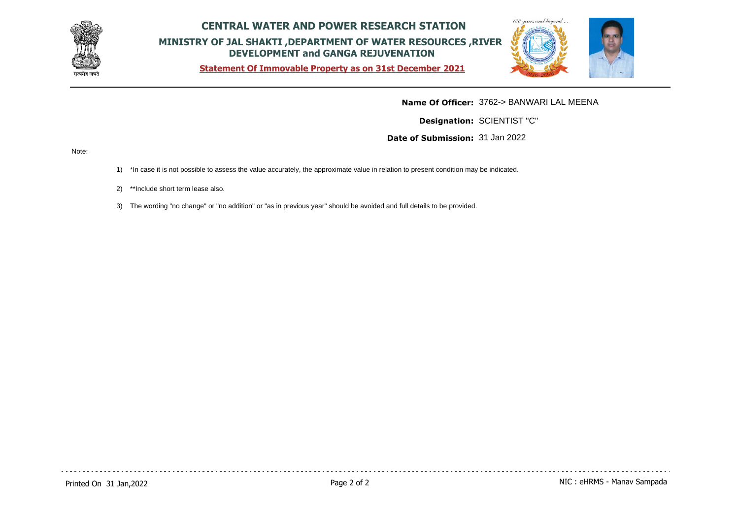# CENTRAL WATER AND POWER RESEARCH STATION

## MINISTRY OF JAL SHAKTI ,DEPARTMENT OF WATER RESOURCES ,RIVER DEVELOPMENT and GANGA REJUVENATION

**Statement Of Immovable Property as on 31st December 2021**

**Name Of Officer:** 3762-> BANWARI LAL MEENA

**Designation:** SCIENTIST "C"

**Date of Submission:** 31 Jan 2022

Note:

1) *In case it is not possible to assess the value accurately, the approximate value in relation to present condition may be indicated.

2) **Include short term lease also.

3) The wording "no change" or "no addition" or "as in previous year" should be avoided and full details to be provided.

Printed On 31 Jan,2022

NIC : eHRMS - Manav Sampada